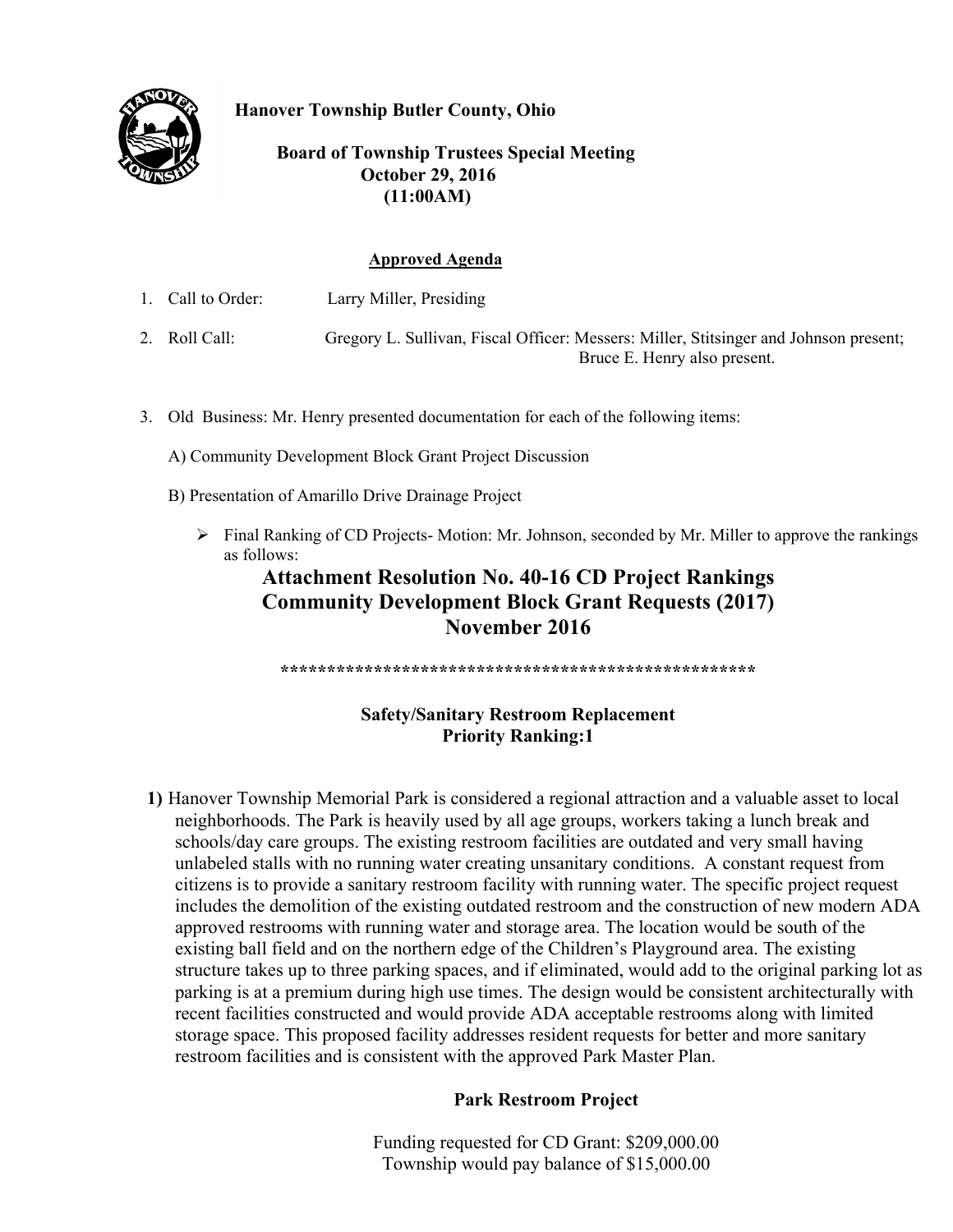**Hanover Township Butler County, Ohio**

**Board of Township Trustees Special Meeting**
**October 29, 2016**
**(11:00AM)**

**Approved Agenda**

1. Call to Order: Larry Miller, Presiding

2. Roll Call: Gregory L. Sullivan, Fiscal Officer: Messers: Miller, Stitsinger and Johnson present; Bruce E. Henry also present.

3. Old Business: Mr. Henry presented documentation for each of the following items:

   A) Community Development Block Grant Project Discussion

   B) Presentation of Amarillo Drive Drainage Project

   - Final Ranking of CD Projects- Motion: Mr. Johnson, seconded by Mr. Miller to approve the rankings as follows:

## Attachment Resolution No. 40-16 CD Project Rankings
## Community Development Block Grant Requests (2017)
## November 2016

***************************************************

### Safety/Sanitary Restroom Replacement
### Priority Ranking:1

**1)** Hanover Township Memorial Park is considered a regional attraction and a valuable asset to local neighborhoods. The Park is heavily used by all age groups, workers taking a lunch break and schools/day care groups. The existing restroom facilities are outdated and very small having unlabeled stalls with no running water creating unsanitary conditions. A constant request from citizens is to provide a sanitary restroom facility with running water. The specific project request includes the demolition of the existing outdated restroom and the construction of new modern ADA approved restrooms with running water and storage area. The location would be south of the existing ball field and on the northern edge of the Children's Playground area. The existing structure takes up to three parking spaces, and if eliminated, would add to the original parking lot as parking is at a premium during high use times. The design would be consistent architecturally with recent facilities constructed and would provide ADA acceptable restrooms along with limited storage space. This proposed facility addresses resident requests for better and more sanitary restroom facilities and is consistent with the approved Park Master Plan.

**Park Restroom Project**

Funding requested for CD Grant: $209,000.00
Township would pay balance of $15,000.00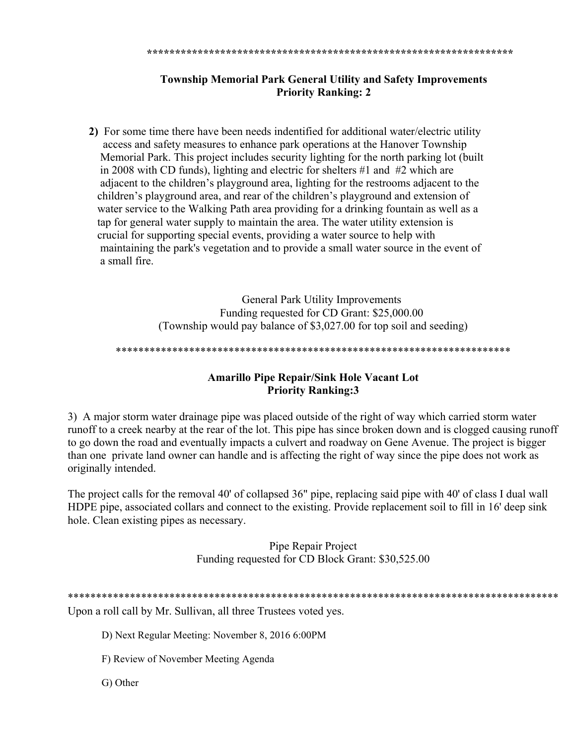******************************************************************

**Township Memorial Park General Utility and Safety Improvements**
**Priority Ranking: 2**

**2)** For some time there have been needs indentified for additional water/electric utility access and safety measures to enhance park operations at the Hanover Township Memorial Park. This project includes security lighting for the north parking lot (built in 2008 with CD funds), lighting and electric for shelters #1 and #2 which are adjacent to the children's playground area, lighting for the restrooms adjacent to the children's playground area, and rear of the children's playground and extension of water service to the Walking Path area providing for a drinking fountain as well as a tap for general water supply to maintain the area. The water utility extension is crucial for supporting special events, providing a water source to help with maintaining the park's vegetation and to provide a small water source in the event of a small fire.

General Park Utility Improvements
Funding requested for CD Grant: $25,000.00
(Township would pay balance of $3,027.00 for top soil and seeding)

**********************************************************************

**Amarillo Pipe Repair/Sink Hole Vacant Lot**
**Priority Ranking:3**

3) A major storm water drainage pipe was placed outside of the right of way which carried storm water runoff to a creek nearby at the rear of the lot. This pipe has since broken down and is clogged causing runoff to go down the road and eventually impacts a culvert and roadway on Gene Avenue. The project is bigger than one private land owner can handle and is affecting the right of way since the pipe does not work as originally intended.

The project calls for the removal 40' of collapsed 36" pipe, replacing said pipe with 40' of class I dual wall HDPE pipe, associated collars and connect to the existing. Provide replacement soil to fill in 16' deep sink hole. Clean existing pipes as necessary.

Pipe Repair Project
Funding requested for CD Block Grant: $30,525.00

******************************************************************************************

Upon a roll call by Mr. Sullivan, all three Trustees voted yes.

D) Next Regular Meeting: November 8, 2016 6:00PM

F) Review of November Meeting Agenda

G) Other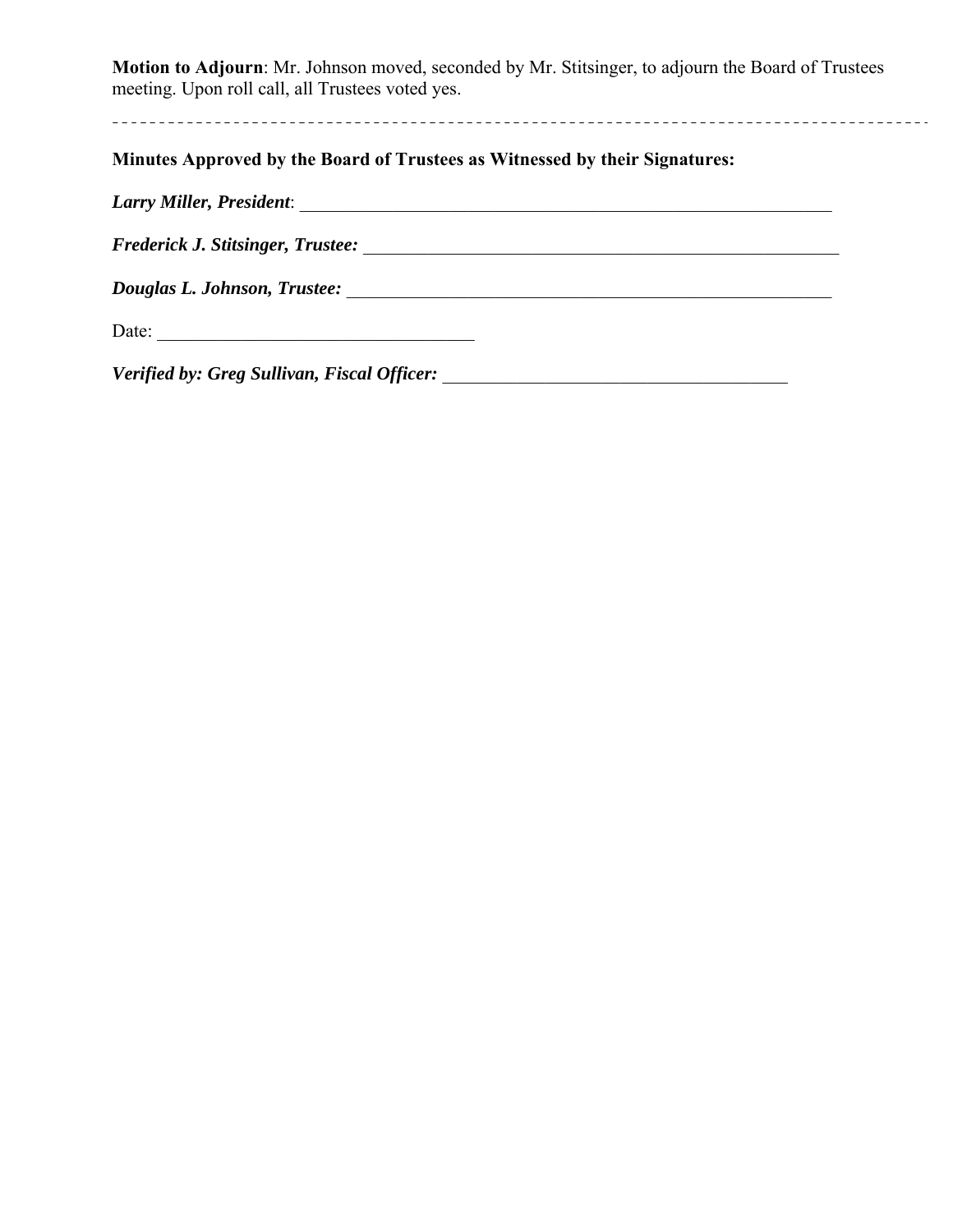**Motion to Adjourn**: Mr. Johnson moved, seconded by Mr. Stitsinger, to adjourn the Board of Trustees meeting. Upon roll call, all Trustees voted yes.

---

**Minutes Approved by the Board of Trustees as Witnessed by their Signatures:**

***Larry Miller, President***: ____________________________________________________________

***Frederick J. Stitsinger, Trustee:*** ______________________________________________________

***Douglas L. Johnson, Trustee:*** _________________________________________________________

Date: ___________________________________

***Verified by: Greg Sullivan, Fiscal Officer:*** _______________________________________